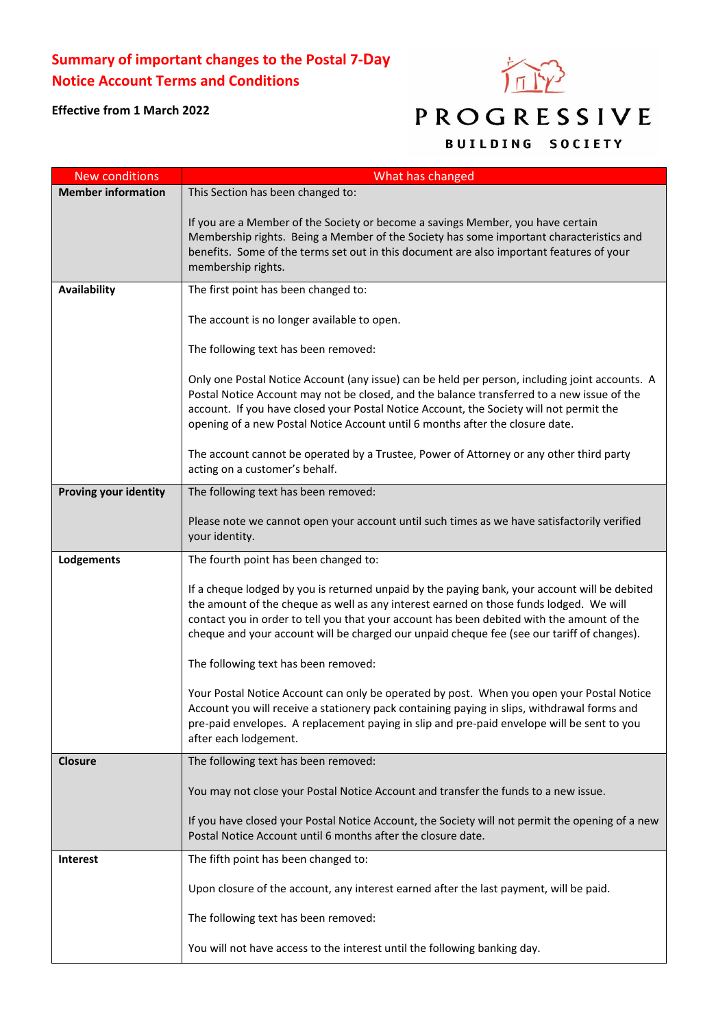# Summary of important changes to the Postal 7-Day Notice Account Terms and Conditions

**Effective from 1 March 2022**

PROGRESSIVE BUILDING SOCIETY

| New conditions | What has changed |
|---|---|
| **Member information** | This Section has been changed to:<br><br>If you are a Member of the Society or become a savings Member, you have certain Membership rights. Being a Member of the Society has some important characteristics and benefits. Some of the terms set out in this document are also important features of your membership rights. |
| **Availability** | The first point has been changed to:<br><br>The account is no longer available to open.<br><br>The following text has been removed:<br><br>Only one Postal Notice Account (any issue) can be held per person, including joint accounts. A Postal Notice Account may not be closed, and the balance transferred to a new issue of the account. If you have closed your Postal Notice Account, the Society will not permit the opening of a new Postal Notice Account until 6 months after the closure date.<br><br>The account cannot be operated by a Trustee, Power of Attorney or any other third party acting on a customer's behalf. |
| **Proving your identity** | The following text has been removed:<br><br>Please note we cannot open your account until such times as we have satisfactorily verified your identity. |
| **Lodgements** | The fourth point has been changed to:<br><br>If a cheque lodged by you is returned unpaid by the paying bank, your account will be debited the amount of the cheque as well as any interest earned on those funds lodged. We will contact you in order to tell you that your account has been debited with the amount of the cheque and your account will be charged our unpaid cheque fee (see our tariff of changes).<br><br>The following text has been removed:<br><br>Your Postal Notice Account can only be operated by post. When you open your Postal Notice Account you will receive a stationery pack containing paying in slips, withdrawal forms and pre-paid envelopes. A replacement paying in slip and pre-paid envelope will be sent to you after each lodgement. |
| **Closure** | The following text has been removed:<br><br>You may not close your Postal Notice Account and transfer the funds to a new issue.<br><br>If you have closed your Postal Notice Account, the Society will not permit the opening of a new Postal Notice Account until 6 months after the closure date. |
| **Interest** | The fifth point has been changed to:<br><br>Upon closure of the account, any interest earned after the last payment, will be paid.<br><br>The following text has been removed:<br><br>You will not have access to the interest until the following banking day. |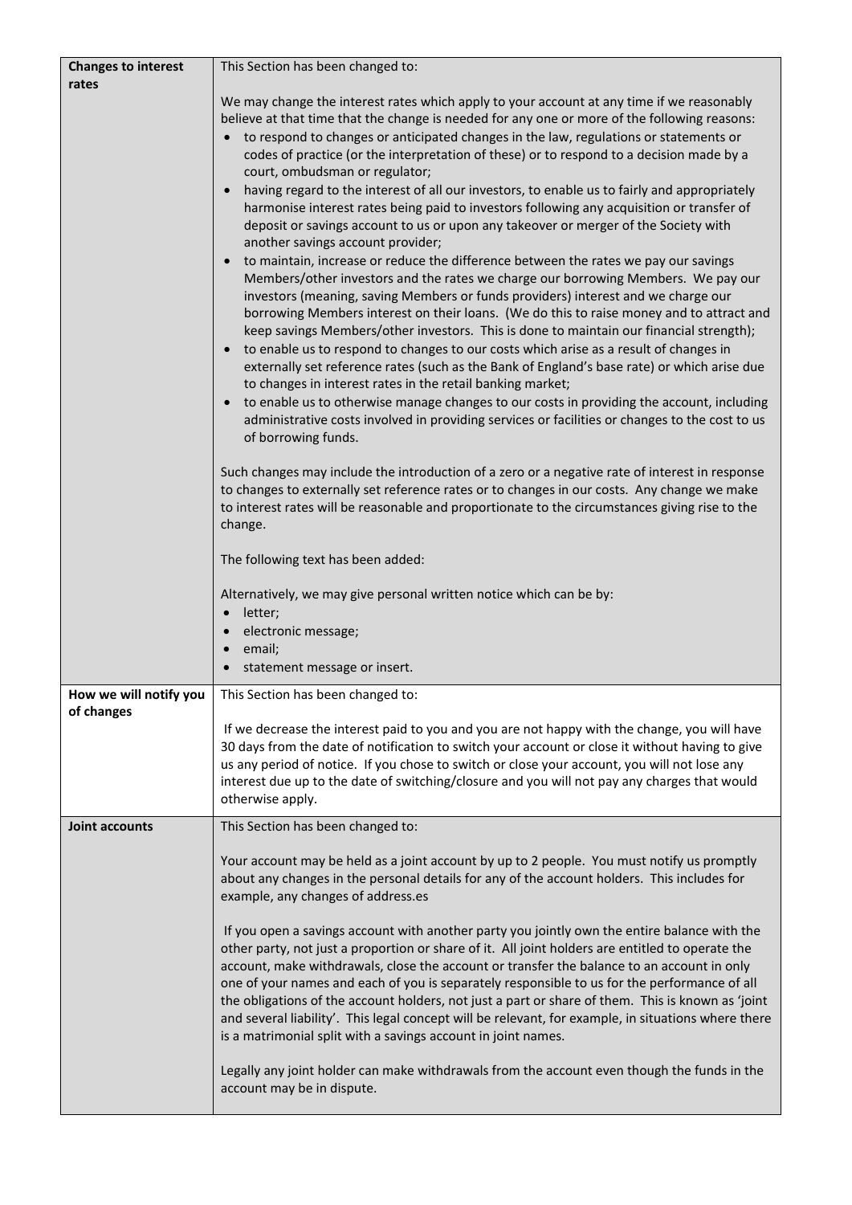| | |
|---|---|
| **Changes to interest rates** | This Section has been changed to:<br><br>We may change the interest rates which apply to your account at any time if we reasonably believe at that time that the change is needed for any one or more of the following reasons:<br>• to respond to changes or anticipated changes in the law, regulations or statements or codes of practice (or the interpretation of these) or to respond to a decision made by a court, ombudsman or regulator;<br>• having regard to the interest of all our investors, to enable us to fairly and appropriately harmonise interest rates being paid to investors following any acquisition or transfer of deposit or savings account to us or upon any takeover or merger of the Society with another savings account provider;<br>• to maintain, increase or reduce the difference between the rates we pay our savings Members/other investors and the rates we charge our borrowing Members. We pay our investors (meaning, saving Members or funds providers) interest and we charge our borrowing Members interest on their loans. (We do this to raise money and to attract and keep savings Members/other investors. This is done to maintain our financial strength);<br>• to enable us to respond to changes to our costs which arise as a result of changes in externally set reference rates (such as the Bank of England's base rate) or which arise due to changes in interest rates in the retail banking market;<br>• to enable us to otherwise manage changes to our costs in providing the account, including administrative costs involved in providing services or facilities or changes to the cost to us of borrowing funds.<br><br>Such changes may include the introduction of a zero or a negative rate of interest in response to changes to externally set reference rates or to changes in our costs. Any change we make to interest rates will be reasonable and proportionate to the circumstances giving rise to the change.<br><br>The following text has been added:<br><br>Alternatively, we may give personal written notice which can be by:<br>• letter;<br>• electronic message;<br>• email;<br>• statement message or insert. |
| **How we will notify you of changes** | This Section has been changed to:<br><br>If we decrease the interest paid to you and you are not happy with the change, you will have 30 days from the date of notification to switch your account or close it without having to give us any period of notice. If you chose to switch or close your account, you will not lose any interest due up to the date of switching/closure and you will not pay any charges that would otherwise apply. |
| **Joint accounts** | This Section has been changed to:<br><br>Your account may be held as a joint account by up to 2 people. You must notify us promptly about any changes in the personal details for any of the account holders. This includes for example, any changes of address.es<br><br>If you open a savings account with another party you jointly own the entire balance with the other party, not just a proportion or share of it. All joint holders are entitled to operate the account, make withdrawals, close the account or transfer the balance to an account in only one of your names and each of you is separately responsible to us for the performance of all the obligations of the account holders, not just a part or share of them. This is known as 'joint and several liability'. This legal concept will be relevant, for example, in situations where there is a matrimonial split with a savings account in joint names.<br><br>Legally any joint holder can make withdrawals from the account even though the funds in the account may be in dispute. |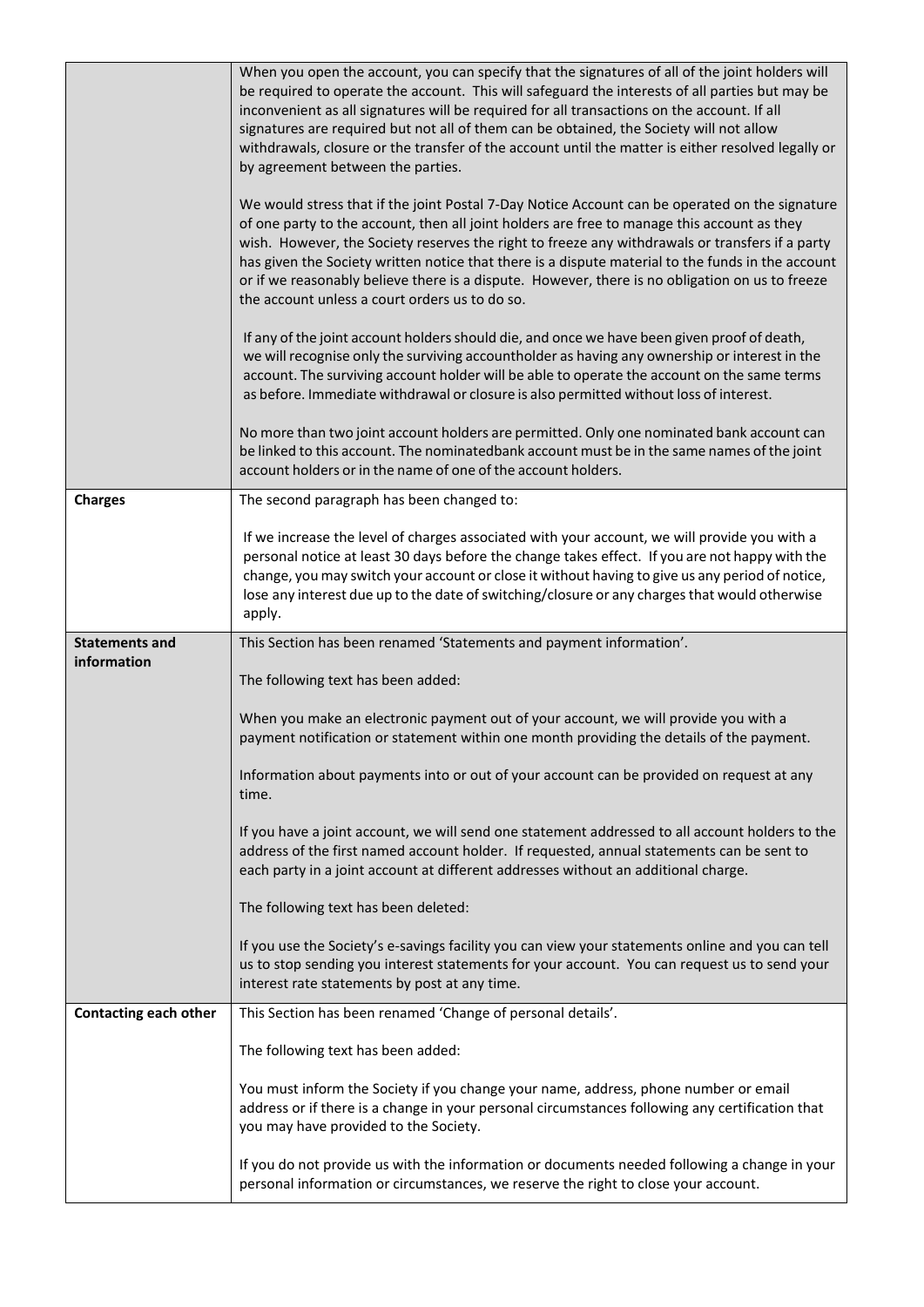| | |
|---|---|
| | When you open the account, you can specify that the signatures of all of the joint holders will be required to operate the account. This will safeguard the interests of all parties but may be inconvenient as all signatures will be required for all transactions on the account. If all signatures are required but not all of them can be obtained, the Society will not allow withdrawals, closure or the transfer of the account until the matter is either resolved legally or by agreement between the parties.<br><br>We would stress that if the joint Postal 7-Day Notice Account can be operated on the signature of one party to the account, then all joint holders are free to manage this account as they wish. However, the Society reserves the right to freeze any withdrawals or transfers if a party has given the Society written notice that there is a dispute material to the funds in the account or if we reasonably believe there is a dispute. However, there is no obligation on us to freeze the account unless a court orders us to do so.<br><br>If any of the joint account holders should die, and once we have been given proof of death, we will recognise only the surviving accountholder as having any ownership or interest in the account. The surviving account holder will be able to operate the account on the same terms as before. Immediate withdrawal or closure is also permitted without loss of interest.<br><br>No more than two joint account holders are permitted. Only one nominated bank account can be linked to this account. The nominatedbank account must be in the same names of the joint account holders or in the name of one of the account holders. |
| **Charges** | The second paragraph has been changed to:<br><br>If we increase the level of charges associated with your account, we will provide you with a personal notice at least 30 days before the change takes effect. If you are not happy with the change, you may switch your account or close it without having to give us any period of notice, lose any interest due up to the date of switching/closure or any charges that would otherwise apply. |
| **Statements and information** | This Section has been renamed 'Statements and payment information'.<br><br>The following text has been added:<br><br>When you make an electronic payment out of your account, we will provide you with a payment notification or statement within one month providing the details of the payment.<br><br>Information about payments into or out of your account can be provided on request at any time.<br><br>If you have a joint account, we will send one statement addressed to all account holders to the address of the first named account holder. If requested, annual statements can be sent to each party in a joint account at different addresses without an additional charge.<br><br>The following text has been deleted:<br><br>If you use the Society's e-savings facility you can view your statements online and you can tell us to stop sending you interest statements for your account. You can request us to send your interest rate statements by post at any time. |
| **Contacting each other** | This Section has been renamed 'Change of personal details'.<br><br>The following text has been added:<br><br>You must inform the Society if you change your name, address, phone number or email address or if there is a change in your personal circumstances following any certification that you may have provided to the Society.<br><br>If you do not provide us with the information or documents needed following a change in your personal information or circumstances, we reserve the right to close your account. |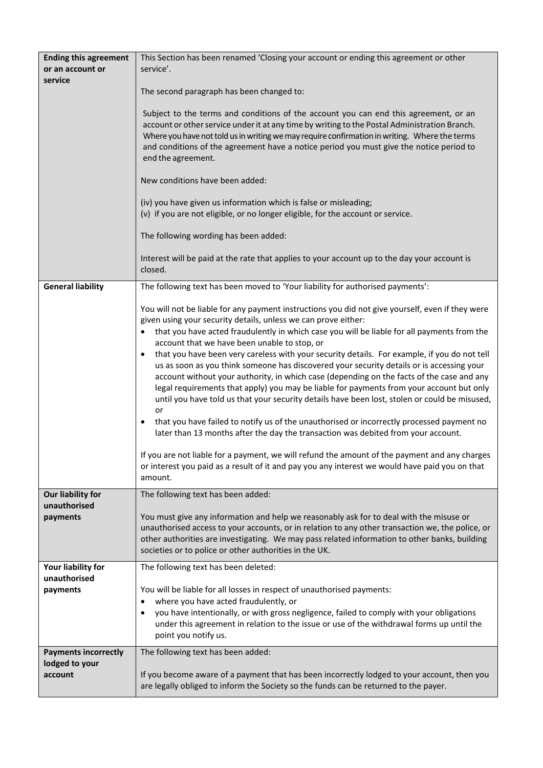| | |
|---|---|
| **Ending this agreement or an account or service** | This Section has been renamed 'Closing your account or ending this agreement or other service'.<br><br>The second paragraph has been changed to:<br><br>Subject to the terms and conditions of the account you can end this agreement, or an account or other service under it at any time by writing to the Postal Administration Branch. Where you have not told us in writing we may require confirmation in writing. Where the terms and conditions of the agreement have a notice period you must give the notice period to end the agreement.<br><br>New conditions have been added:<br><br>(iv) you have given us information which is false or misleading;<br>(v) if you are not eligible, or no longer eligible, for the account or service.<br><br>The following wording has been added:<br><br>Interest will be paid at the rate that applies to your account up to the day your account is closed. |
| **General liability** | The following text has been moved to 'Your liability for authorised payments':<br><br>You will not be liable for any payment instructions you did not give yourself, even if they were given using your security details, unless we can prove either:<br>• that you have acted fraudulently in which case you will be liable for all payments from the account that we have been unable to stop, or<br>• that you have been very careless with your security details. For example, if you do not tell us as soon as you think someone has discovered your security details or is accessing your account without your authority, in which case (depending on the facts of the case and any legal requirements that apply) you may be liable for payments from your account but only until you have told us that your security details have been lost, stolen or could be misused, or<br>• that you have failed to notify us of the unauthorised or incorrectly processed payment no later than 13 months after the day the transaction was debited from your account.<br><br>If you are not liable for a payment, we will refund the amount of the payment and any charges or interest you paid as a result of it and pay you any interest we would have paid you on that amount. |
| **Our liability for unauthorised payments** | The following text has been added:<br><br>You must give any information and help we reasonably ask for to deal with the misuse or unauthorised access to your accounts, or in relation to any other transaction we, the police, or other authorities are investigating. We may pass related information to other banks, building societies or to police or other authorities in the UK. |
| **Your liability for unauthorised payments** | The following text has been deleted:<br><br>You will be liable for all losses in respect of unauthorised payments:<br>• where you have acted fraudulently, or<br>• you have intentionally, or with gross negligence, failed to comply with your obligations under this agreement in relation to the issue or use of the withdrawal forms up until the point you notify us. |
| **Payments incorrectly lodged to your account** | The following text has been added:<br><br>If you become aware of a payment that has been incorrectly lodged to your account, then you are legally obliged to inform the Society so the funds can be returned to the payer. |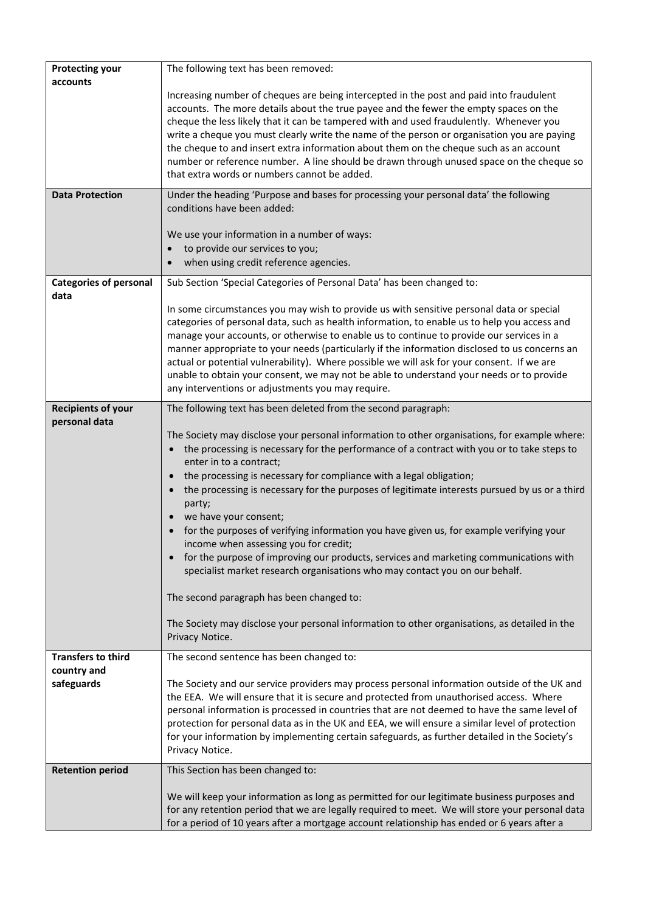| | |
|---|---|
| **Protecting your accounts** | The following text has been removed:<br><br>Increasing number of cheques are being intercepted in the post and paid into fraudulent accounts. The more details about the true payee and the fewer the empty spaces on the cheque the less likely that it can be tampered with and used fraudulently. Whenever you write a cheque you must clearly write the name of the person or organisation you are paying the cheque to and insert extra information about them on the cheque such as an account number or reference number. A line should be drawn through unused space on the cheque so that extra words or numbers cannot be added. |
| **Data Protection** | Under the heading 'Purpose and bases for processing your personal data' the following conditions have been added:<br><br>We use your information in a number of ways:<br>• to provide our services to you;<br>• when using credit reference agencies. |
| **Categories of personal data** | Sub Section 'Special Categories of Personal Data' has been changed to:<br><br>In some circumstances you may wish to provide us with sensitive personal data or special categories of personal data, such as health information, to enable us to help you access and manage your accounts, or otherwise to enable us to continue to provide our services in a manner appropriate to your needs (particularly if the information disclosed to us concerns an actual or potential vulnerability). Where possible we will ask for your consent. If we are unable to obtain your consent, we may not be able to understand your needs or to provide any interventions or adjustments you may require. |
| **Recipients of your personal data** | The following text has been deleted from the second paragraph:<br><br>The Society may disclose your personal information to other organisations, for example where:<br>• the processing is necessary for the performance of a contract with you or to take steps to enter in to a contract;<br>• the processing is necessary for compliance with a legal obligation;<br>• the processing is necessary for the purposes of legitimate interests pursued by us or a third party;<br>• we have your consent;<br>• for the purposes of verifying information you have given us, for example verifying your income when assessing you for credit;<br>• for the purpose of improving our products, services and marketing communications with specialist market research organisations who may contact you on our behalf.<br><br>The second paragraph has been changed to:<br><br>The Society may disclose your personal information to other organisations, as detailed in the Privacy Notice. |
| **Transfers to third country and safeguards** | The second sentence has been changed to:<br><br>The Society and our service providers may process personal information outside of the UK and the EEA. We will ensure that it is secure and protected from unauthorised access. Where personal information is processed in countries that are not deemed to have the same level of protection for personal data as in the UK and EEA, we will ensure a similar level of protection for your information by implementing certain safeguards, as further detailed in the Society's Privacy Notice. |
| **Retention period** | This Section has been changed to:<br><br>We will keep your information as long as permitted for our legitimate business purposes and for any retention period that we are legally required to meet. We will store your personal data for a period of 10 years after a mortgage account relationship has ended or 6 years after a |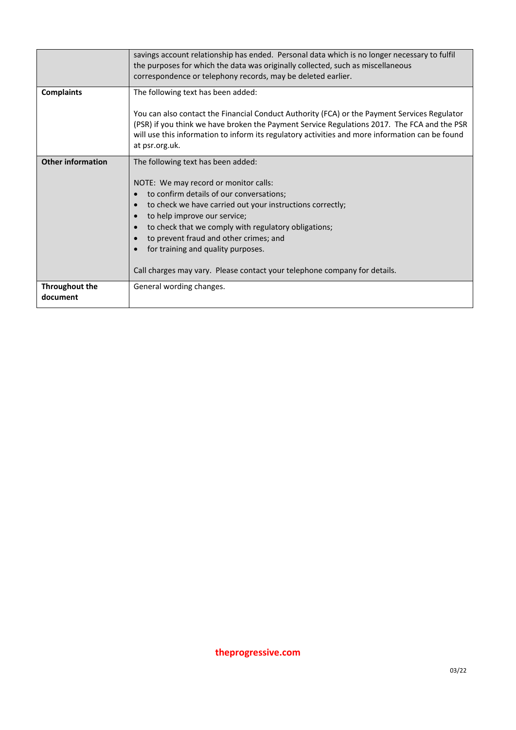| | |
|---|---|
| | savings account relationship has ended. Personal data which is no longer necessary to fulfil the purposes for which the data was originally collected, such as miscellaneous correspondence or telephony records, may be deleted earlier. |
| **Complaints** | The following text has been added:<br><br>You can also contact the Financial Conduct Authority (FCA) or the Payment Services Regulator (PSR) if you think we have broken the Payment Service Regulations 2017. The FCA and the PSR will use this information to inform its regulatory activities and more information can be found at psr.org.uk. |
| **Other information** | The following text has been added:<br><br>NOTE: We may record or monitor calls:<br>• to confirm details of our conversations;<br>• to check we have carried out your instructions correctly;<br>• to help improve our service;<br>• to check that we comply with regulatory obligations;<br>• to prevent fraud and other crimes; and<br>• for training and quality purposes.<br><br>Call charges may vary. Please contact your telephone company for details. |
| **Throughout the document** | General wording changes. |

**theprogressive.com**

03/22